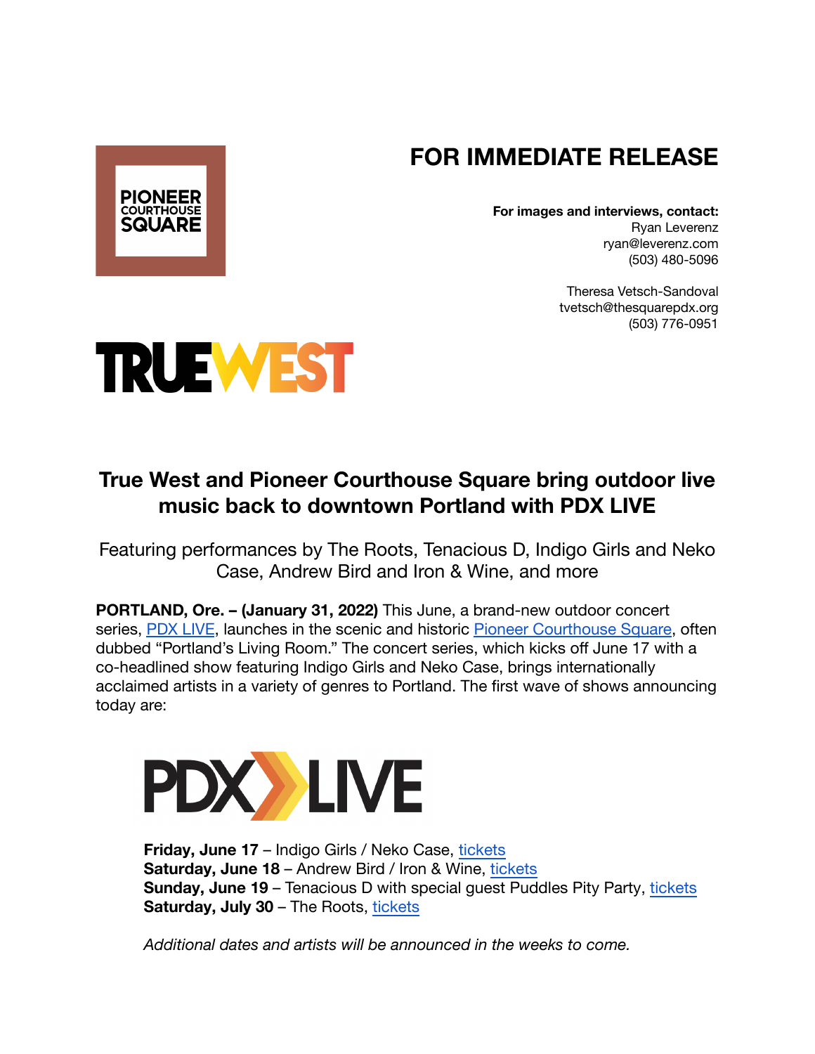PIONEER COURTHOUSE SQUARE

# FOR IMMEDIATE RELEASE

**For images and interviews, contact:**
Ryan Leverenz
ryan@leverenz.com
(503) 480-5096

Theresa Vetsch-Sandoval
tvetsch@thesquarepdx.org
(503) 776-0951

TRUEWEST

## True West and Pioneer Courthouse Square bring outdoor live music back to downtown Portland with PDX LIVE

Featuring performances by The Roots, Tenacious D, Indigo Girls and Neko Case, Andrew Bird and Iron & Wine, and more

**PORTLAND, Ore. – (January 31, 2022)** This June, a brand-new outdoor concert series, PDX LIVE, launches in the scenic and historic Pioneer Courthouse Square, often dubbed "Portland's Living Room." The concert series, which kicks off June 17 with a co-headlined show featuring Indigo Girls and Neko Case, brings internationally acclaimed artists in a variety of genres to Portland. The first wave of shows announcing today are:

PDX LIVE

**Friday, June 17** – Indigo Girls / Neko Case, tickets
**Saturday, June 18** – Andrew Bird / Iron & Wine, tickets
**Sunday, June 19** – Tenacious D with special guest Puddles Pity Party, tickets
**Saturday, July 30** – The Roots, tickets

*Additional dates and artists will be announced in the weeks to come.*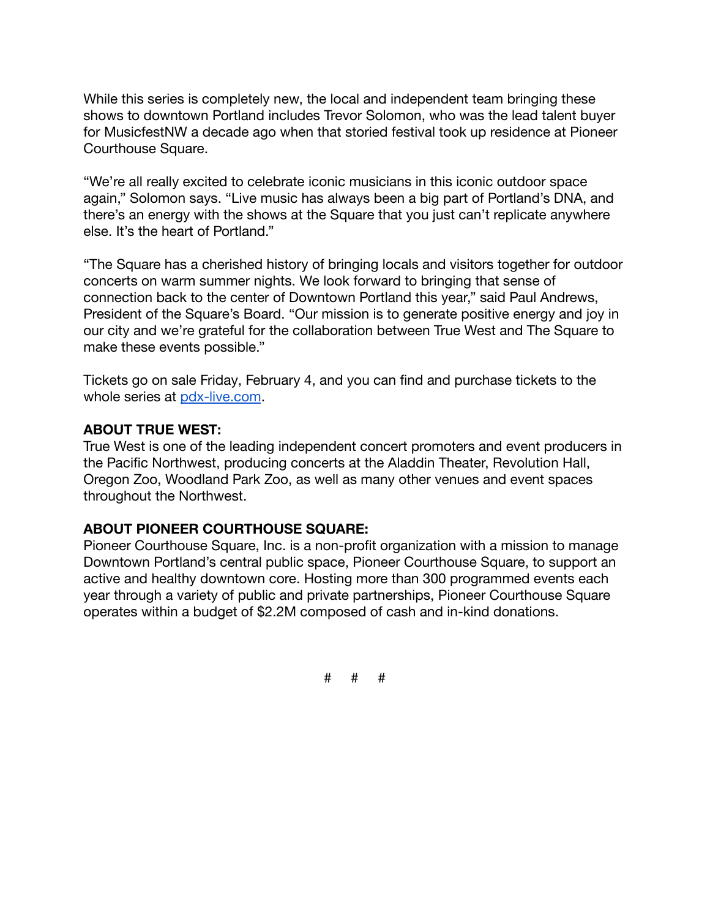While this series is completely new, the local and independent team bringing these shows to downtown Portland includes Trevor Solomon, who was the lead talent buyer for MusicfestNW a decade ago when that storied festival took up residence at Pioneer Courthouse Square.

“We’re all really excited to celebrate iconic musicians in this iconic outdoor space again,” Solomon says. “Live music has always been a big part of Portland’s DNA, and there’s an energy with the shows at the Square that you just can’t replicate anywhere else. It’s the heart of Portland.”

“The Square has a cherished history of bringing locals and visitors together for outdoor concerts on warm summer nights. We look forward to bringing that sense of connection back to the center of Downtown Portland this year,” said Paul Andrews, President of the Square’s Board. “Our mission is to generate positive energy and joy in our city and we’re grateful for the collaboration between True West and The Square to make these events possible.”

Tickets go on sale Friday, February 4, and you can find and purchase tickets to the whole series at [pdx-live.com](http://pdx-live.com).

**ABOUT TRUE WEST:**
True West is one of the leading independent concert promoters and event producers in the Pacific Northwest, producing concerts at the Aladdin Theater, Revolution Hall, Oregon Zoo, Woodland Park Zoo, as well as many other venues and event spaces throughout the Northwest.

**ABOUT PIONEER COURTHOUSE SQUARE:**
Pioneer Courthouse Square, Inc. is a non-profit organization with a mission to manage Downtown Portland’s central public space, Pioneer Courthouse Square, to support an active and healthy downtown core. Hosting more than 300 programmed events each year through a variety of public and private partnerships, Pioneer Courthouse Square operates within a budget of $2.2M composed of cash and in-kind donations.

# # #